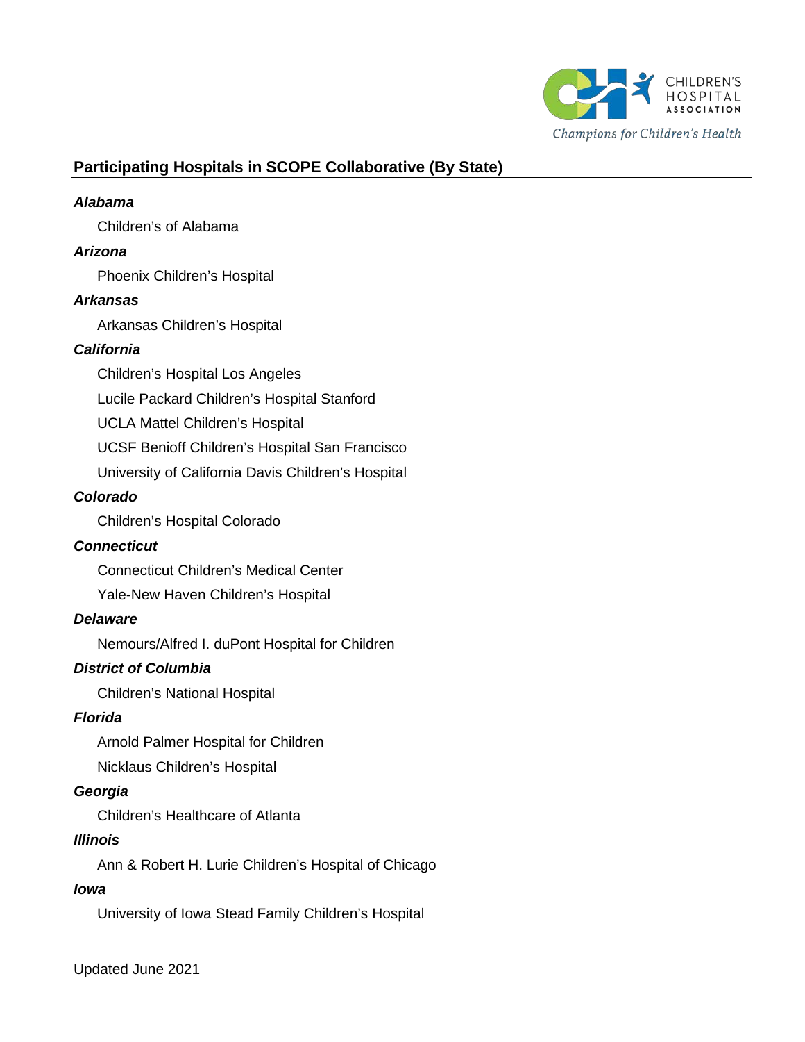## Participating Hospitals in SCOPE Collaborative (By State)

***Alabama***

Children's of Alabama

***Arizona***

Phoenix Children's Hospital

***Arkansas***

Arkansas Children's Hospital

***California***

Children's Hospital Los Angeles

Lucile Packard Children's Hospital Stanford

UCLA Mattel Children's Hospital

UCSF Benioff Children's Hospital San Francisco

University of California Davis Children's Hospital

***Colorado***

Children's Hospital Colorado

***Connecticut***

Connecticut Children's Medical Center

Yale-New Haven Children's Hospital

***Delaware***

Nemours/Alfred I. duPont Hospital for Children

***District of Columbia***

Children's National Hospital

***Florida***

Arnold Palmer Hospital for Children

Nicklaus Children's Hospital

***Georgia***

Children's Healthcare of Atlanta

***Illinois***

Ann & Robert H. Lurie Children's Hospital of Chicago

***Iowa***

University of Iowa Stead Family Children's Hospital

Updated June 2021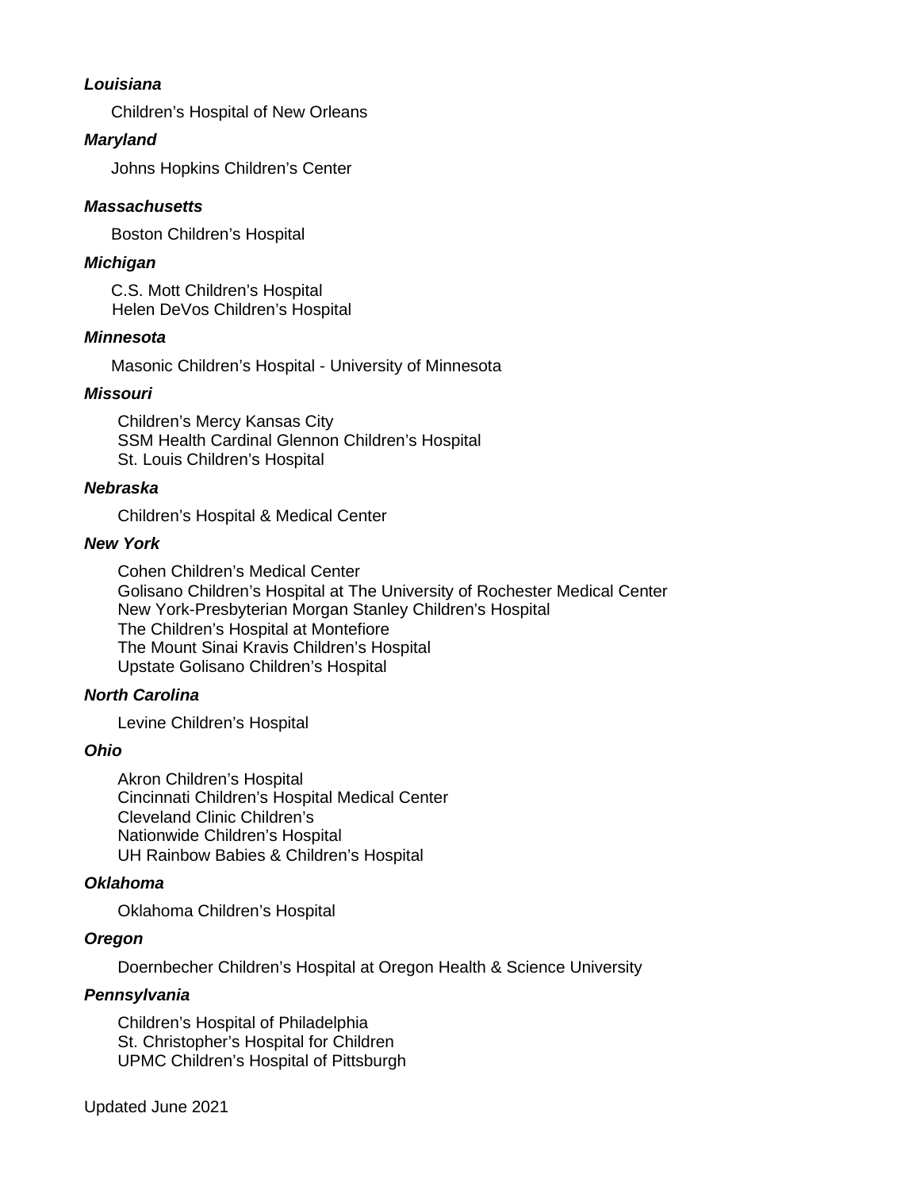***Louisiana***

Children's Hospital of New Orleans

***Maryland***

Johns Hopkins Children's Center

***Massachusetts***

Boston Children's Hospital

***Michigan***

C.S. Mott Children's Hospital
Helen DeVos Children's Hospital

***Minnesota***

Masonic Children's Hospital - University of Minnesota

***Missouri***

Children's Mercy Kansas City
SSM Health Cardinal Glennon Children's Hospital
St. Louis Children's Hospital

***Nebraska***

Children's Hospital & Medical Center

***New York***

Cohen Children's Medical Center
Golisano Children's Hospital at The University of Rochester Medical Center
New York-Presbyterian Morgan Stanley Children's Hospital
The Children's Hospital at Montefiore
The Mount Sinai Kravis Children's Hospital
Upstate Golisano Children's Hospital

***North Carolina***

Levine Children's Hospital

***Ohio***

Akron Children's Hospital
Cincinnati Children's Hospital Medical Center
Cleveland Clinic Children's
Nationwide Children's Hospital
UH Rainbow Babies & Children's Hospital

***Oklahoma***

Oklahoma Children's Hospital

***Oregon***

Doernbecher Children's Hospital at Oregon Health & Science University

***Pennsylvania***

Children's Hospital of Philadelphia
St. Christopher's Hospital for Children
UPMC Children's Hospital of Pittsburgh

Updated June 2021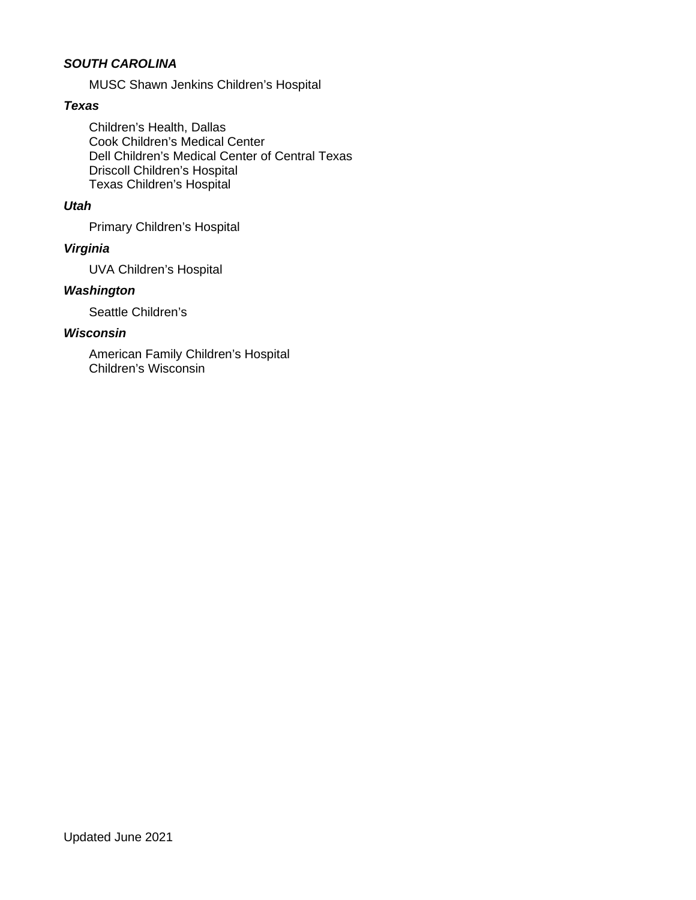***SOUTH CAROLINA***

MUSC Shawn Jenkins Children's Hospital

***Texas***

Children's Health, Dallas
Cook Children's Medical Center
Dell Children's Medical Center of Central Texas
Driscoll Children's Hospital
Texas Children's Hospital

***Utah***

Primary Children's Hospital

***Virginia***

UVA Children's Hospital

***Washington***

Seattle Children's

***Wisconsin***

American Family Children's Hospital
Children's Wisconsin

Updated June 2021